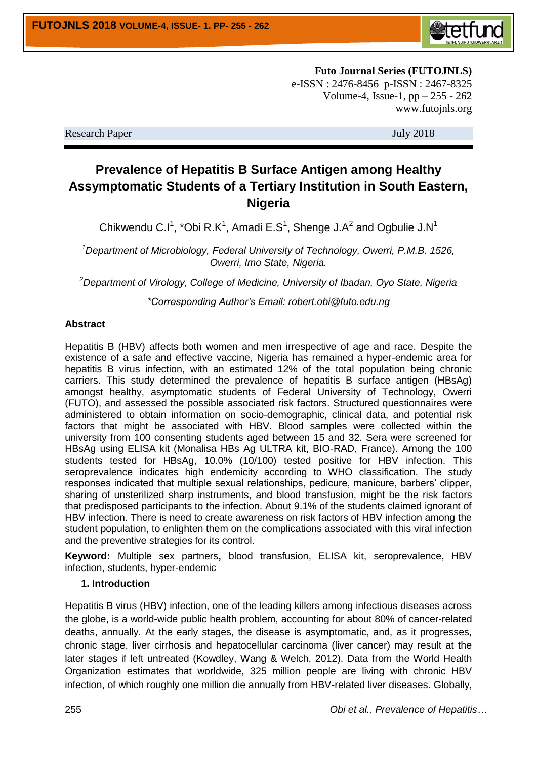Futo Journal Series (FUTOJNLS)
e-ISSN : 2476-8456 p-ISSN : 2467-8325
Volume-4, Issue-1, pp – 255 - 262
www.futojnls.org

Research Paper July 2018

# Prevalence of Hepatitis B Surface Antigen among Healthy Assymptomatic Students of a Tertiary Institution in South Eastern, Nigeria

Chikwendu C.I[1], *Obi R.K[1], Amadi E.S[1], Shenge J.A[2] and Ogbulie J.N[1]

[1]*Department of Microbiology, Federal University of Technology, Owerri, P.M.B. 1526, Owerri, Imo State, Nigeria.*

[2]*Department of Virology, College of Medicine, University of Ibadan, Oyo State, Nigeria*

*\*Corresponding Author's Email: robert.obi@futo.edu.ng*

**Abstract**

Hepatitis B (HBV) affects both women and men irrespective of age and race. Despite the existence of a safe and effective vaccine, Nigeria has remained a hyper-endemic area for hepatitis B virus infection, with an estimated 12% of the total population being chronic carriers. This study determined the prevalence of hepatitis B surface antigen (HBsAg) amongst healthy, asymptomatic students of Federal University of Technology, Owerri (FUTO), and assessed the possible associated risk factors. Structured questionnaires were administered to obtain information on socio-demographic, clinical data, and potential risk factors that might be associated with HBV. Blood samples were collected within the university from 100 consenting students aged between 15 and 32. Sera were screened for HBsAg using ELISA kit (Monalisa HBs Ag ULTRA kit, BIO-RAD, France). Among the 100 students tested for HBsAg, 10.0% (10/100) tested positive for HBV infection. This seroprevalence indicates high endemicity according to WHO classification. The study responses indicated that multiple sexual relationships, pedicure, manicure, barbers' clipper, sharing of unsterilized sharp instruments, and blood transfusion, might be the risk factors that predisposed participants to the infection. About 9.1% of the students claimed ignorant of HBV infection. There is need to create awareness on risk factors of HBV infection among the student population, to enlighten them on the complications associated with this viral infection and the preventive strategies for its control.

**Keyword:** Multiple sex partners**,** blood transfusion, ELISA kit, seroprevalence, HBV infection, students, hyper-endemic

## 1. Introduction

Hepatitis B virus (HBV) infection, one of the leading killers among infectious diseases across the globe, is a world-wide public health problem, accounting for about 80% of cancer-related deaths, annually. At the early stages, the disease is asymptomatic, and, as it progresses, chronic stage, liver cirrhosis and hepatocellular carcinoma (liver cancer) may result at the later stages if left untreated (Kowdley, Wang & Welch, 2012). Data from the World Health Organization estimates that worldwide, 325 million people are living with chronic HBV infection, of which roughly one million die annually from HBV-related liver diseases. Globally,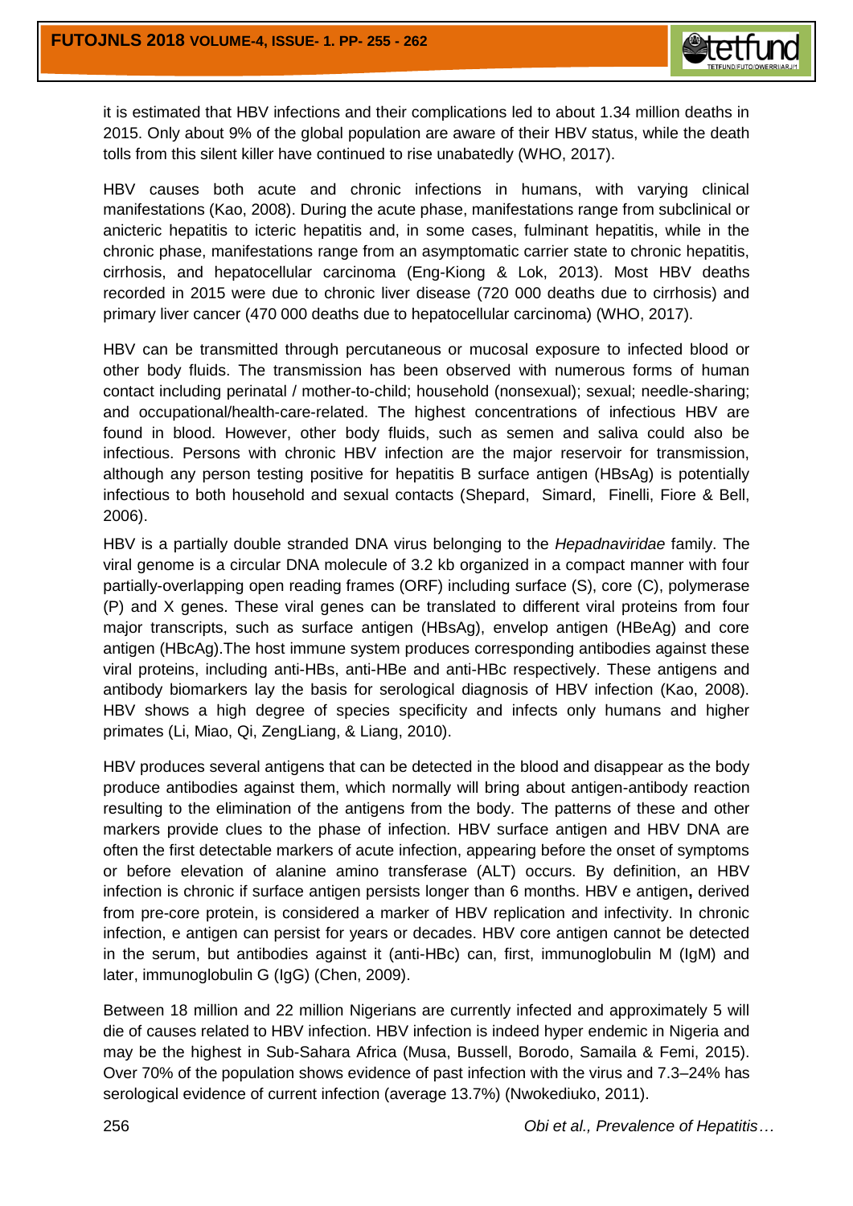it is estimated that HBV infections and their complications led to about 1.34 million deaths in 2015. Only about 9% of the global population are aware of their HBV status, while the death tolls from this silent killer have continued to rise unabatedly (WHO, 2017).

HBV causes both acute and chronic infections in humans, with varying clinical manifestations (Kao, 2008). During the acute phase, manifestations range from subclinical or anicteric hepatitis to icteric hepatitis and, in some cases, fulminant hepatitis, while in the chronic phase, manifestations range from an asymptomatic carrier state to chronic hepatitis, cirrhosis, and hepatocellular carcinoma (Eng-Kiong & Lok, 2013). Most HBV deaths recorded in 2015 were due to chronic liver disease (720 000 deaths due to cirrhosis) and primary liver cancer (470 000 deaths due to hepatocellular carcinoma) (WHO, 2017).

HBV can be transmitted through percutaneous or mucosal exposure to infected blood or other body fluids. The transmission has been observed with numerous forms of human contact including perinatal / mother-to-child; household (nonsexual); sexual; needle-sharing; and occupational/health-care-related. The highest concentrations of infectious HBV are found in blood. However, other body fluids, such as semen and saliva could also be infectious. Persons with chronic HBV infection are the major reservoir for transmission, although any person testing positive for hepatitis B surface antigen (HBsAg) is potentially infectious to both household and sexual contacts (Shepard, Simard, Finelli, Fiore & Bell, 2006).

HBV is a partially double stranded DNA virus belonging to the *Hepadnaviridae* family. The viral genome is a circular DNA molecule of 3.2 kb organized in a compact manner with four partially-overlapping open reading frames (ORF) including surface (S), core (C), polymerase (P) and X genes. These viral genes can be translated to different viral proteins from four major transcripts, such as surface antigen (HBsAg), envelop antigen (HBeAg) and core antigen (HBcAg).The host immune system produces corresponding antibodies against these viral proteins, including anti-HBs, anti-HBe and anti-HBc respectively. These antigens and antibody biomarkers lay the basis for serological diagnosis of HBV infection (Kao, 2008). HBV shows a high degree of species specificity and infects only humans and higher primates (Li, Miao, Qi, ZengLiang, & Liang, 2010).

HBV produces several antigens that can be detected in the blood and disappear as the body produce antibodies against them, which normally will bring about antigen-antibody reaction resulting to the elimination of the antigens from the body. The patterns of these and other markers provide clues to the phase of infection. HBV surface antigen and HBV DNA are often the first detectable markers of acute infection, appearing before the onset of symptoms or before elevation of alanine amino transferase (ALT) occurs. By definition, an HBV infection is chronic if surface antigen persists longer than 6 months. HBV e antigen**,** derived from pre-core protein, is considered a marker of HBV replication and infectivity. In chronic infection, e antigen can persist for years or decades. HBV core antigen cannot be detected in the serum, but antibodies against it (anti-HBc) can, first, immunoglobulin M (IgM) and later, immunoglobulin G (IgG) (Chen, 2009).

Between 18 million and 22 million Nigerians are currently infected and approximately 5 will die of causes related to HBV infection. HBV infection is indeed hyper endemic in Nigeria and may be the highest in Sub-Sahara Africa (Musa, Bussell, Borodo, Samaila & Femi, 2015). Over 70% of the population shows evidence of past infection with the virus and 7.3–24% has serological evidence of current infection (average 13.7%) (Nwokediuko, 2011).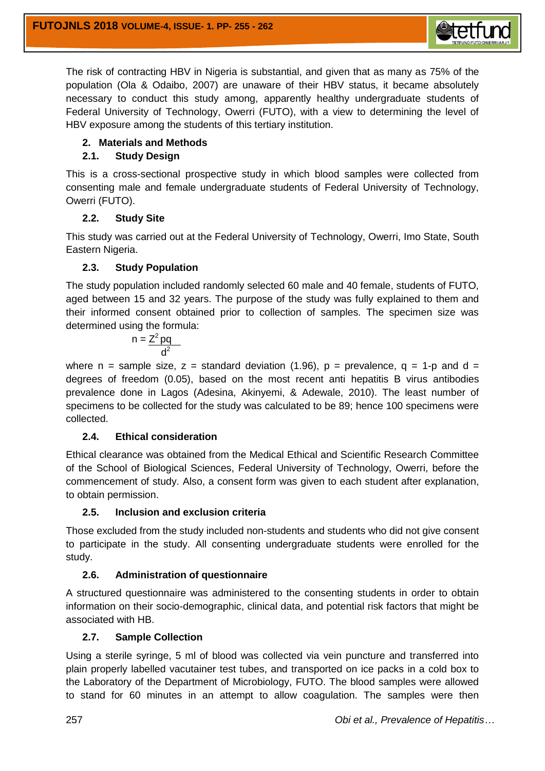The risk of contracting HBV in Nigeria is substantial, and given that as many as 75% of the population (Ola & Odaibo, 2007) are unaware of their HBV status, it became absolutely necessary to conduct this study among, apparently healthy undergraduate students of Federal University of Technology, Owerri (FUTO), with a view to determining the level of HBV exposure among the students of this tertiary institution.

## 2. Materials and Methods

### 2.1. Study Design

This is a cross-sectional prospective study in which blood samples were collected from consenting male and female undergraduate students of Federal University of Technology, Owerri (FUTO).

### 2.2. Study Site

This study was carried out at the Federal University of Technology, Owerri, Imo State, South Eastern Nigeria.

### 2.3. Study Population

The study population included randomly selected 60 male and 40 female, students of FUTO, aged between 15 and 32 years. The purpose of the study was fully explained to them and their informed consent obtained prior to collection of samples. The specimen size was determined using the formula:

$$n = \frac{Z^2 pq}{d^2}$$

where n = sample size, z = standard deviation (1.96), p = prevalence, q = 1-p and d = degrees of freedom (0.05), based on the most recent anti hepatitis B virus antibodies prevalence done in Lagos (Adesina, Akinyemi, & Adewale, 2010). The least number of specimens to be collected for the study was calculated to be 89; hence 100 specimens were collected.

### 2.4. Ethical consideration

Ethical clearance was obtained from the Medical Ethical and Scientific Research Committee of the School of Biological Sciences, Federal University of Technology, Owerri, before the commencement of study. Also, a consent form was given to each student after explanation, to obtain permission.

### 2.5. Inclusion and exclusion criteria

Those excluded from the study included non-students and students who did not give consent to participate in the study. All consenting undergraduate students were enrolled for the study.

### 2.6. Administration of questionnaire

A structured questionnaire was administered to the consenting students in order to obtain information on their socio-demographic, clinical data, and potential risk factors that might be associated with HB.

### 2.7. Sample Collection

Using a sterile syringe, 5 ml of blood was collected via vein puncture and transferred into plain properly labelled vacutainer test tubes, and transported on ice packs in a cold box to the Laboratory of the Department of Microbiology, FUTO. The blood samples were allowed to stand for 60 minutes in an attempt to allow coagulation. The samples were then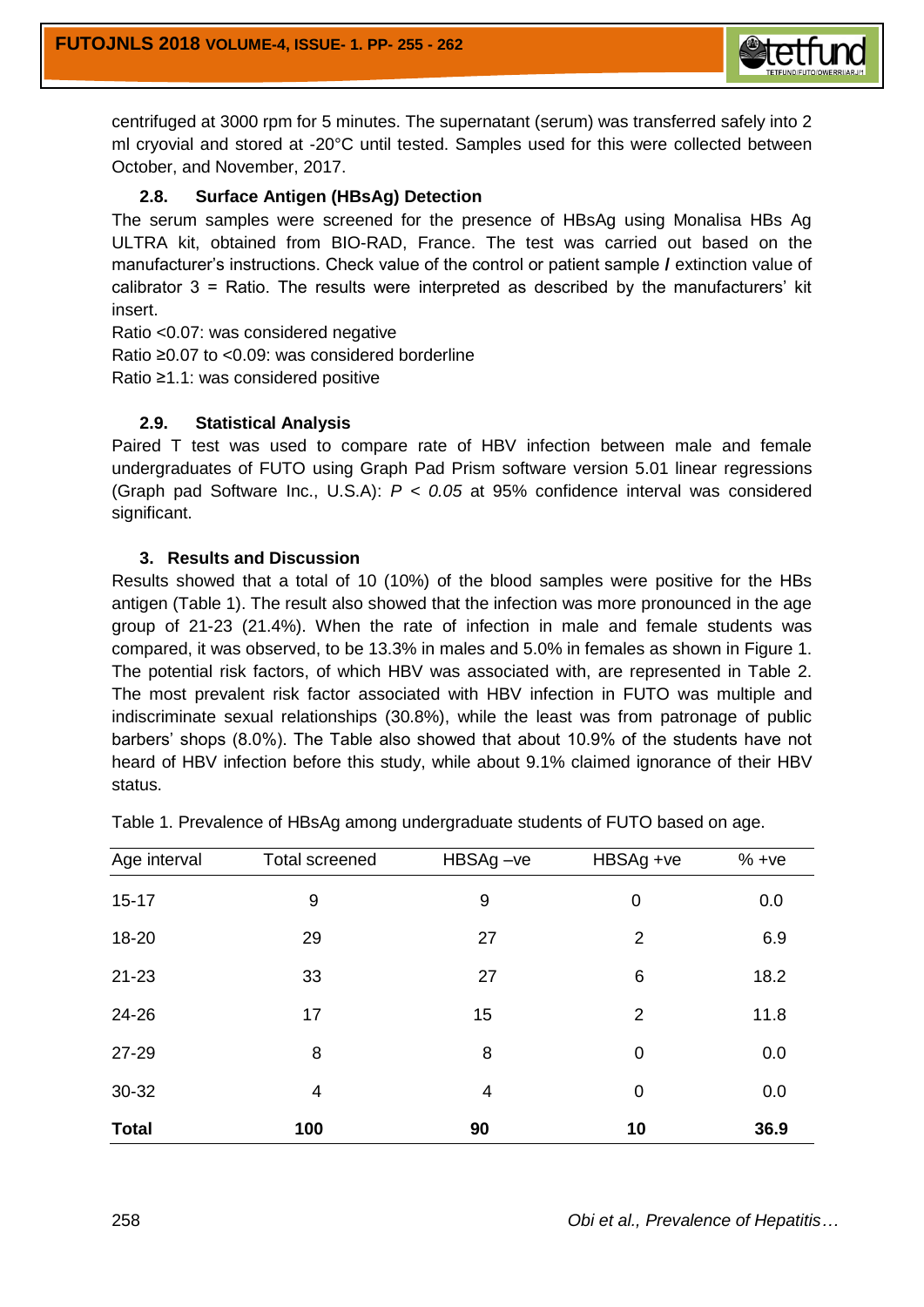centrifuged at 3000 rpm for 5 minutes. The supernatant (serum) was transferred safely into 2 ml cryovial and stored at -20°C until tested. Samples used for this were collected between October, and November, 2017.

### 2.8. Surface Antigen (HBsAg) Detection

The serum samples were screened for the presence of HBsAg using Monalisa HBs Ag ULTRA kit, obtained from BIO-RAD, France. The test was carried out based on the manufacturer's instructions. Check value of the control or patient sample **/** extinction value of calibrator 3 = Ratio. The results were interpreted as described by the manufacturers' kit insert.

Ratio <0.07: was considered negative

Ratio ≥0.07 to <0.09: was considered borderline

Ratio ≥1.1: was considered positive

### 2.9. Statistical Analysis

Paired T test was used to compare rate of HBV infection between male and female undergraduates of FUTO using Graph Pad Prism software version 5.01 linear regressions (Graph pad Software Inc., U.S.A): $P < 0.05$ at 95% confidence interval was considered significant.

## 3. Results and Discussion

Results showed that a total of 10 (10%) of the blood samples were positive for the HBs antigen (Table 1). The result also showed that the infection was more pronounced in the age group of 21-23 (21.4%). When the rate of infection in male and female students was compared, it was observed, to be 13.3% in males and 5.0% in females as shown in Figure 1. The potential risk factors, of which HBV was associated with, are represented in Table 2. The most prevalent risk factor associated with HBV infection in FUTO was multiple and indiscriminate sexual relationships (30.8%), while the least was from patronage of public barbers' shops (8.0%). The Table also showed that about 10.9% of the students have not heard of HBV infection before this study, while about 9.1% claimed ignorance of their HBV status.

Table 1. Prevalence of HBsAg among undergraduate students of FUTO based on age.

| Age interval | Total screened | HBSAg –ve | HBSAg +ve | % +ve |
|---|---|---|---|---|
| 15-17 | 9 | 9 | 0 | 0.0 |
| 18-20 | 29 | 27 | 2 | 6.9 |
| 21-23 | 33 | 27 | 6 | 18.2 |
| 24-26 | 17 | 15 | 2 | 11.8 |
| 27-29 | 8 | 8 | 0 | 0.0 |
| 30-32 | 4 | 4 | 0 | 0.0 |
| **Total** | **100** | **90** | **10** | **36.9** |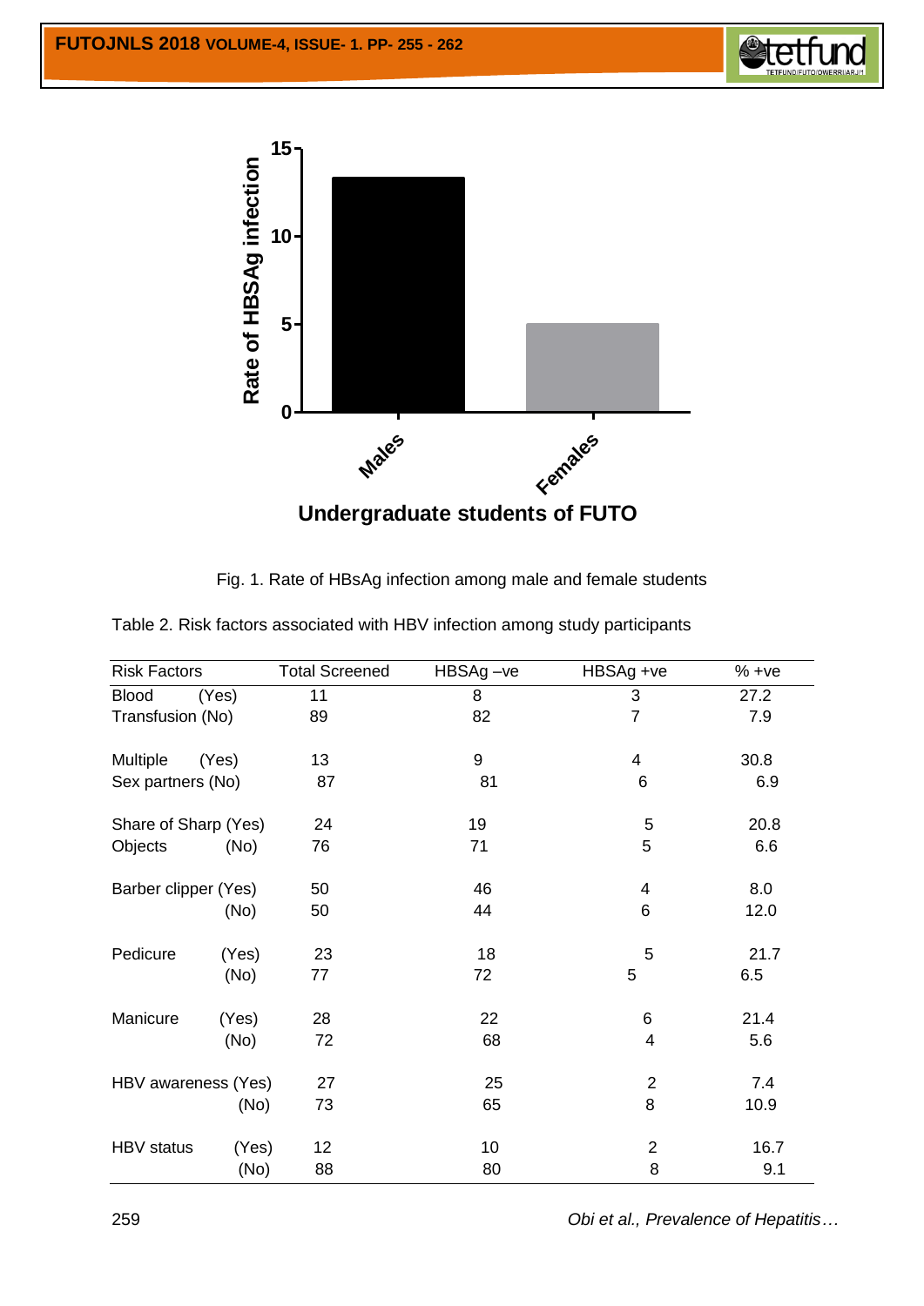Fig. 1. Rate of HBsAg infection among male and female students

Table 2. Risk factors associated with HBV infection among study participants

| Risk Factors | | Total Screened | HBSAg –ve | HBSAg +ve | % +ve |
|---|---|---|---|---|---|
| Blood Transfusion | (Yes) | 11 | 8 | 3 | 27.2 |
| | (No) | 89 | 82 | 7 | 7.9 |
| Multiple Sex partners | (Yes) | 13 | 9 | 4 | 30.8 |
| | (No) | 87 | 81 | 6 | 6.9 |
| Share of Sharp Objects | (Yes) | 24 | 19 | 5 | 20.8 |
| | (No) | 76 | 71 | 5 | 6.6 |
| Barber clipper | (Yes) | 50 | 46 | 4 | 8.0 |
| | (No) | 50 | 44 | 6 | 12.0 |
| Pedicure | (Yes) | 23 | 18 | 5 | 21.7 |
| | (No) | 77 | 72 | 5 | 6.5 |
| Manicure | (Yes) | 28 | 22 | 6 | 21.4 |
| | (No) | 72 | 68 | 4 | 5.6 |
| HBV awareness | (Yes) | 27 | 25 | 2 | 7.4 |
| | (No) | 73 | 65 | 8 | 10.9 |
| HBV status | (Yes) | 12 | 10 | 2 | 16.7 |
| | (No) | 88 | 80 | 8 | 9.1 |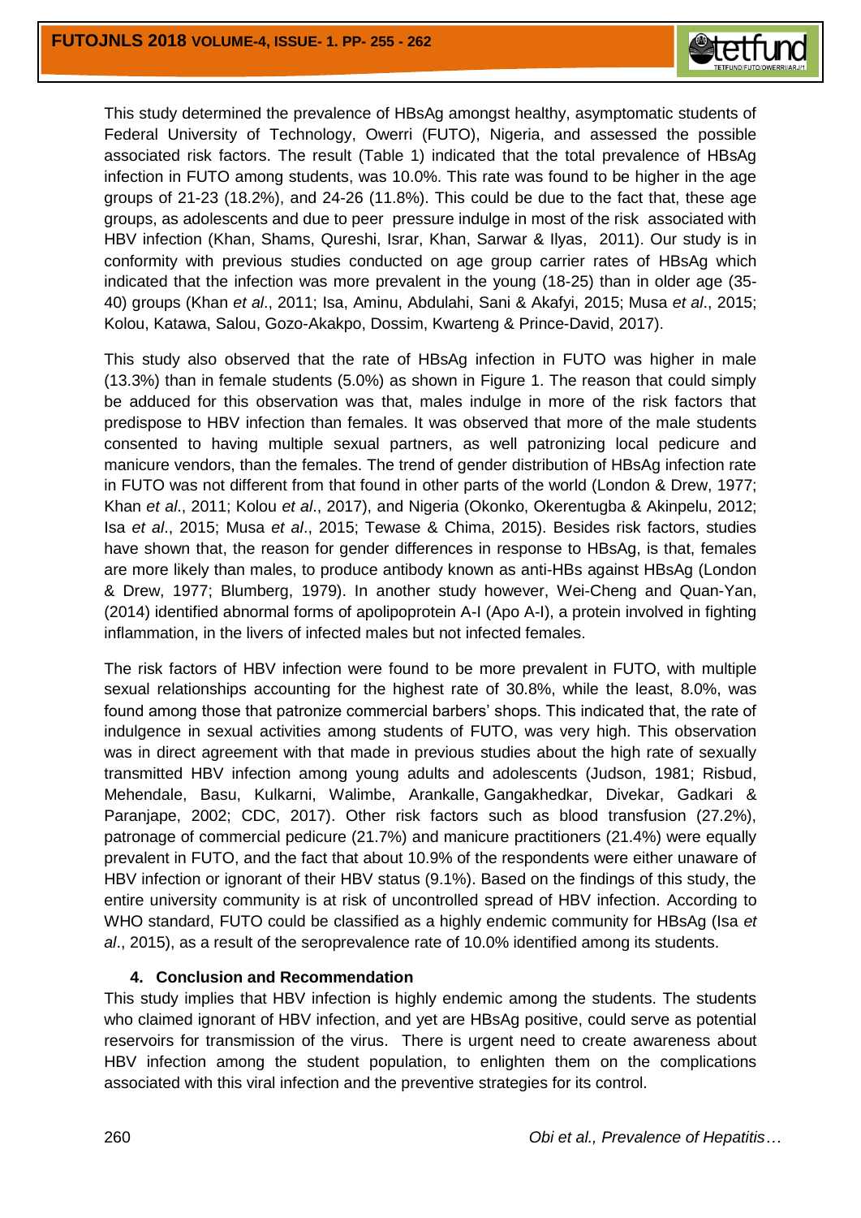This study determined the prevalence of HBsAg amongst healthy, asymptomatic students of Federal University of Technology, Owerri (FUTO), Nigeria, and assessed the possible associated risk factors. The result (Table 1) indicated that the total prevalence of HBsAg infection in FUTO among students, was 10.0%. This rate was found to be higher in the age groups of 21-23 (18.2%), and 24-26 (11.8%). This could be due to the fact that, these age groups, as adolescents and due to peer pressure indulge in most of the risk associated with HBV infection (Khan, Shams, Qureshi, Israr, Khan, Sarwar & Ilyas, 2011). Our study is in conformity with previous studies conducted on age group carrier rates of HBsAg which indicated that the infection was more prevalent in the young (18-25) than in older age (35-40) groups (Khan *et al*., 2011; Isa, Aminu, Abdulahi, Sani & Akafyi, 2015; Musa *et al*., 2015; Kolou, Katawa, Salou, Gozo-Akakpo, Dossim, Kwarteng & Prince-David, 2017).

This study also observed that the rate of HBsAg infection in FUTO was higher in male (13.3%) than in female students (5.0%) as shown in Figure 1. The reason that could simply be adduced for this observation was that, males indulge in more of the risk factors that predispose to HBV infection than females. It was observed that more of the male students consented to having multiple sexual partners, as well patronizing local pedicure and manicure vendors, than the females. The trend of gender distribution of HBsAg infection rate in FUTO was not different from that found in other parts of the world (London & Drew, 1977; Khan *et al*., 2011; Kolou *et al*., 2017), and Nigeria (Okonko, Okerentugba & Akinpelu, 2012; Isa *et al*., 2015; Musa *et al*., 2015; Tewase & Chima, 2015). Besides risk factors, studies have shown that, the reason for gender differences in response to HBsAg, is that, females are more likely than males, to produce antibody known as anti-HBs against HBsAg (London & Drew, 1977; Blumberg, 1979). In another study however, Wei-Cheng and Quan-Yan, (2014) identified abnormal forms of apolipoprotein A-I (Apo A-I), a protein involved in fighting inflammation, in the livers of infected males but not infected females.

The risk factors of HBV infection were found to be more prevalent in FUTO, with multiple sexual relationships accounting for the highest rate of 30.8%, while the least, 8.0%, was found among those that patronize commercial barbers' shops. This indicated that, the rate of indulgence in sexual activities among students of FUTO, was very high. This observation was in direct agreement with that made in previous studies about the high rate of sexually transmitted HBV infection among young adults and adolescents (Judson, 1981; Risbud, Mehendale, Basu, Kulkarni, Walimbe, Arankalle, Gangakhedkar, Divekar, Gadkari & Paranjape, 2002; CDC, 2017). Other risk factors such as blood transfusion (27.2%), patronage of commercial pedicure (21.7%) and manicure practitioners (21.4%) were equally prevalent in FUTO, and the fact that about 10.9% of the respondents were either unaware of HBV infection or ignorant of their HBV status (9.1%). Based on the findings of this study, the entire university community is at risk of uncontrolled spread of HBV infection. According to WHO standard, FUTO could be classified as a highly endemic community for HBsAg (Isa *et al*., 2015), as a result of the seroprevalence rate of 10.0% identified among its students.

## 4. Conclusion and Recommendation

This study implies that HBV infection is highly endemic among the students. The students who claimed ignorant of HBV infection, and yet are HBsAg positive, could serve as potential reservoirs for transmission of the virus. There is urgent need to create awareness about HBV infection among the student population, to enlighten them on the complications associated with this viral infection and the preventive strategies for its control.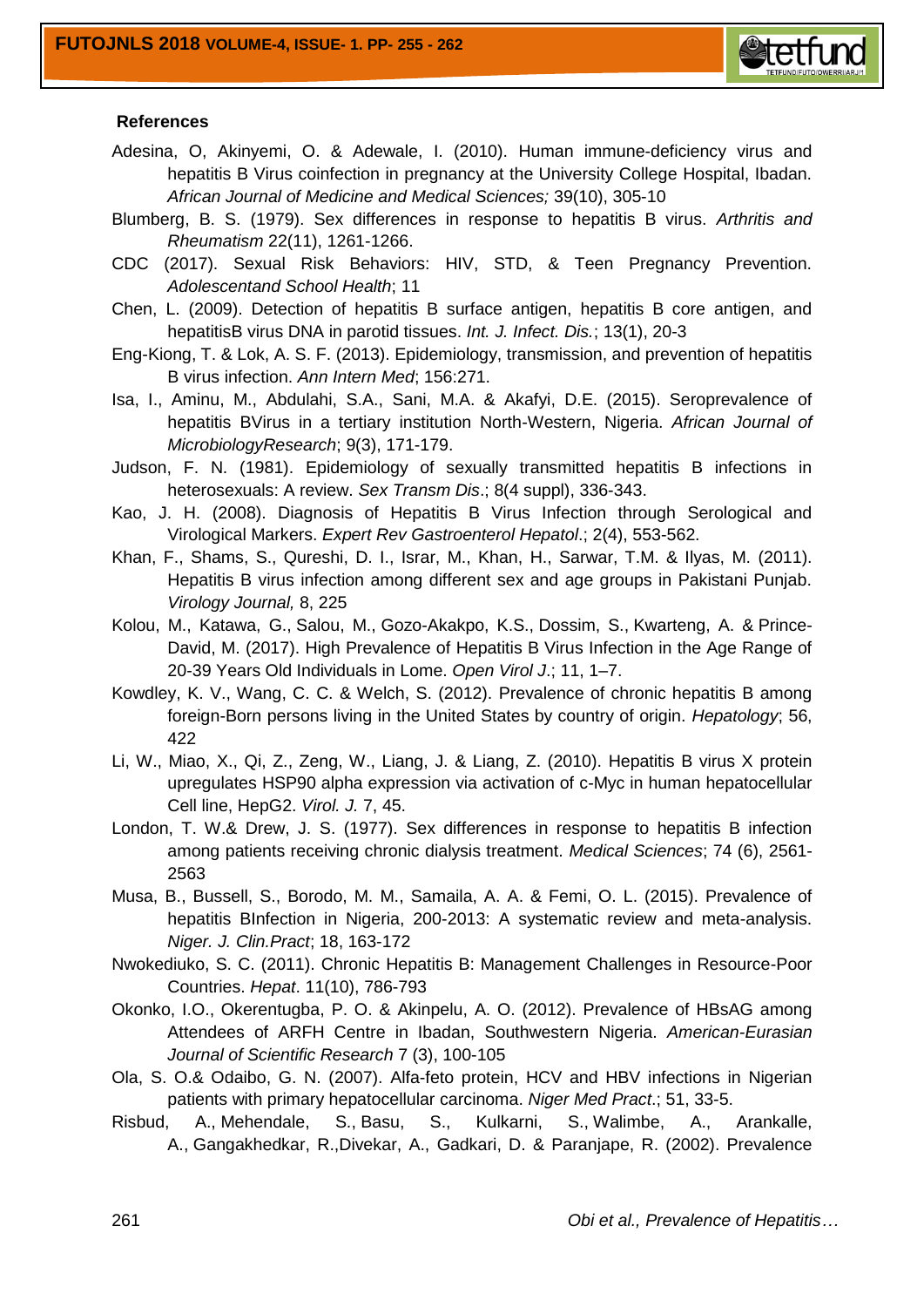## References

Adesina, O, Akinyemi, O. & Adewale, I. (2010). Human immune-deficiency virus and hepatitis B Virus coinfection in pregnancy at the University College Hospital, Ibadan. *African Journal of Medicine and Medical Sciences;* 39(10), 305-10

Blumberg, B. S. (1979). Sex differences in response to hepatitis B virus. *Arthritis and Rheumatism* 22(11), 1261-1266.

CDC (2017). Sexual Risk Behaviors: HIV, STD, & Teen Pregnancy Prevention. *Adolescentand School Health*; 11

Chen, L. (2009). Detection of hepatitis B surface antigen, hepatitis B core antigen, and hepatitisB virus DNA in parotid tissues. *Int. J. Infect. Dis.*; 13(1), 20-3

Eng-Kiong, T. & Lok, A. S. F. (2013). Epidemiology, transmission, and prevention of hepatitis B virus infection. *Ann Intern Med*; 156:271.

Isa, I., Aminu, M., Abdulahi, S.A., Sani, M.A. & Akafyi, D.E. (2015). Seroprevalence of hepatitis BVirus in a tertiary institution North-Western, Nigeria. *African Journal of MicrobiologyResearch*; 9(3), 171-179.

Judson, F. N. (1981). Epidemiology of sexually transmitted hepatitis B infections in heterosexuals: A review. *Sex Transm Dis*.; 8(4 suppl), 336-343.

Kao, J. H. (2008). Diagnosis of Hepatitis B Virus Infection through Serological and Virological Markers. *Expert Rev Gastroenterol Hepatol*.; 2(4), 553-562.

Khan, F., Shams, S., Qureshi, D. I., Israr, M., Khan, H., Sarwar, T.M. & Ilyas, M. (2011). Hepatitis B virus infection among different sex and age groups in Pakistani Punjab. *Virology Journal,* 8, 225

Kolou, M., Katawa, G., Salou, M., Gozo-Akakpo, K.S., Dossim, S., Kwarteng, A. & Prince-David, M. (2017). High Prevalence of Hepatitis B Virus Infection in the Age Range of 20-39 Years Old Individuals in Lome. *Open Virol J*.; 11, 1–7.

Kowdley, K. V., Wang, C. C. & Welch, S. (2012). Prevalence of chronic hepatitis B among foreign-Born persons living in the United States by country of origin. *Hepatology*; 56, 422

Li, W., Miao, X., Qi, Z., Zeng, W., Liang, J. & Liang, Z. (2010). Hepatitis B virus X protein upregulates HSP90 alpha expression via activation of c-Myc in human hepatocellular Cell line, HepG2. *Virol. J.* 7, 45.

London, T. W.& Drew, J. S. (1977). Sex differences in response to hepatitis B infection among patients receiving chronic dialysis treatment. *Medical Sciences*; 74 (6), 2561-2563

Musa, B., Bussell, S., Borodo, M. M., Samaila, A. A. & Femi, O. L. (2015). Prevalence of hepatitis BInfection in Nigeria, 200-2013: A systematic review and meta-analysis. *Niger. J. Clin.Pract*; 18, 163-172

Nwokediuko, S. C. (2011). Chronic Hepatitis B: Management Challenges in Resource-Poor Countries. *Hepat*. 11(10), 786-793

Okonko, I.O., Okerentugba, P. O. & Akinpelu, A. O. (2012). Prevalence of HBsAG among Attendees of ARFH Centre in Ibadan, Southwestern Nigeria. *American-Eurasian Journal of Scientific Research* 7 (3), 100-105

Ola, S. O.& Odaibo, G. N. (2007). Alfa-feto protein, HCV and HBV infections in Nigerian patients with primary hepatocellular carcinoma. *Niger Med Pract*.; 51, 33-5.

Risbud, A., Mehendale, S., Basu, S., Kulkarni, S., Walimbe, A., Arankalle, A., Gangakhedkar, R.,Divekar, A., Gadkari, D. & Paranjape, R. (2002). Prevalence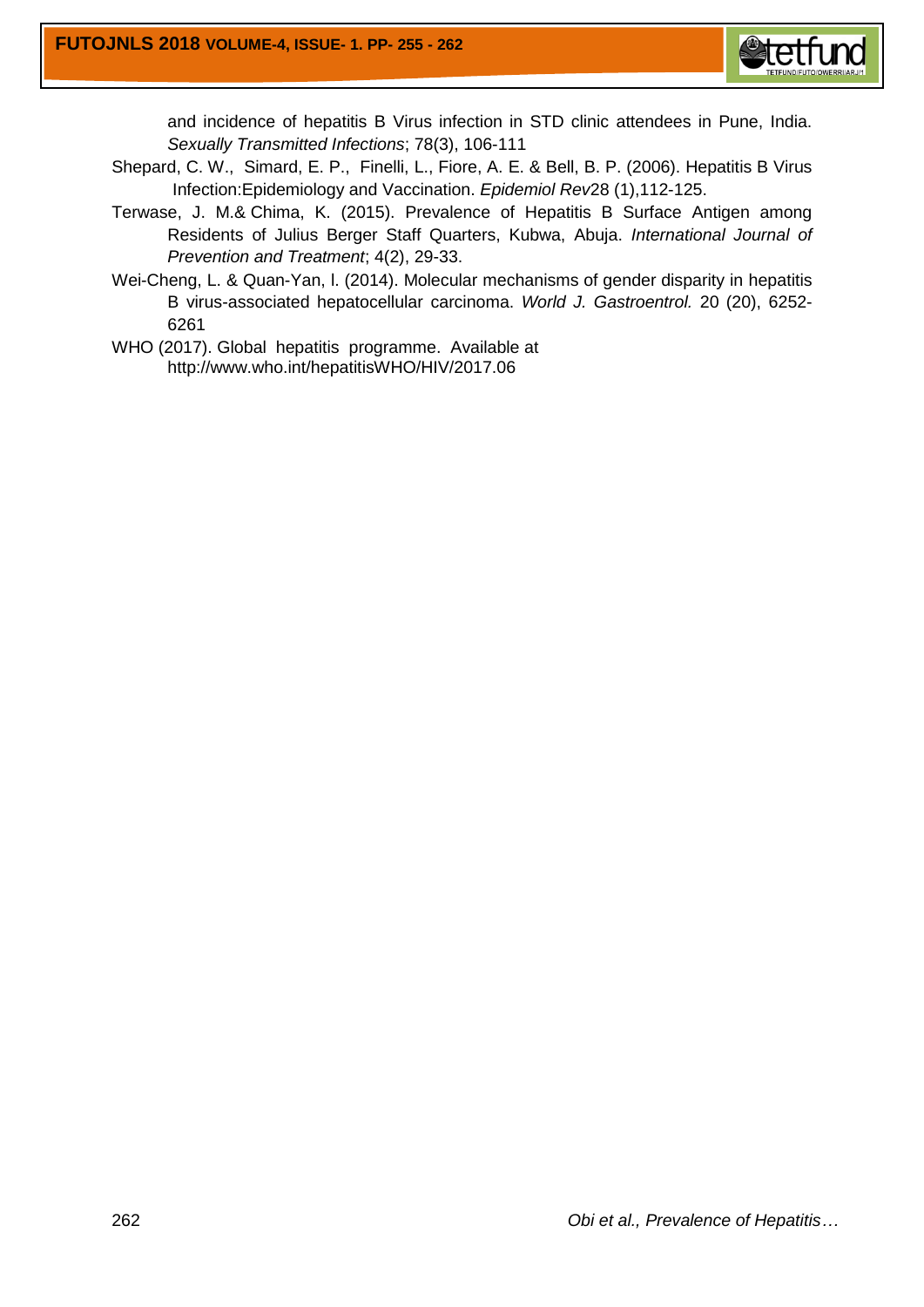and incidence of hepatitis B Virus infection in STD clinic attendees in Pune, India. *Sexually Transmitted Infections*; 78(3), 106-111

Shepard, C. W., Simard, E. P., Finelli, L., Fiore, A. E. & Bell, B. P. (2006). Hepatitis B Virus Infection:Epidemiology and Vaccination. *Epidemiol Rev*28 (1),112-125.

Terwase, J. M.& Chima, K. (2015). Prevalence of Hepatitis B Surface Antigen among Residents of Julius Berger Staff Quarters, Kubwa, Abuja. *International Journal of Prevention and Treatment*; 4(2), 29-33.

Wei-Cheng, L. & Quan-Yan, l. (2014). Molecular mechanisms of gender disparity in hepatitis B virus-associated hepatocellular carcinoma. *World J. Gastroentrol.* 20 (20), 6252-6261

WHO (2017). Global hepatitis programme. Available at http://www.who.int/hepatitisWHO/HIV/2017.06